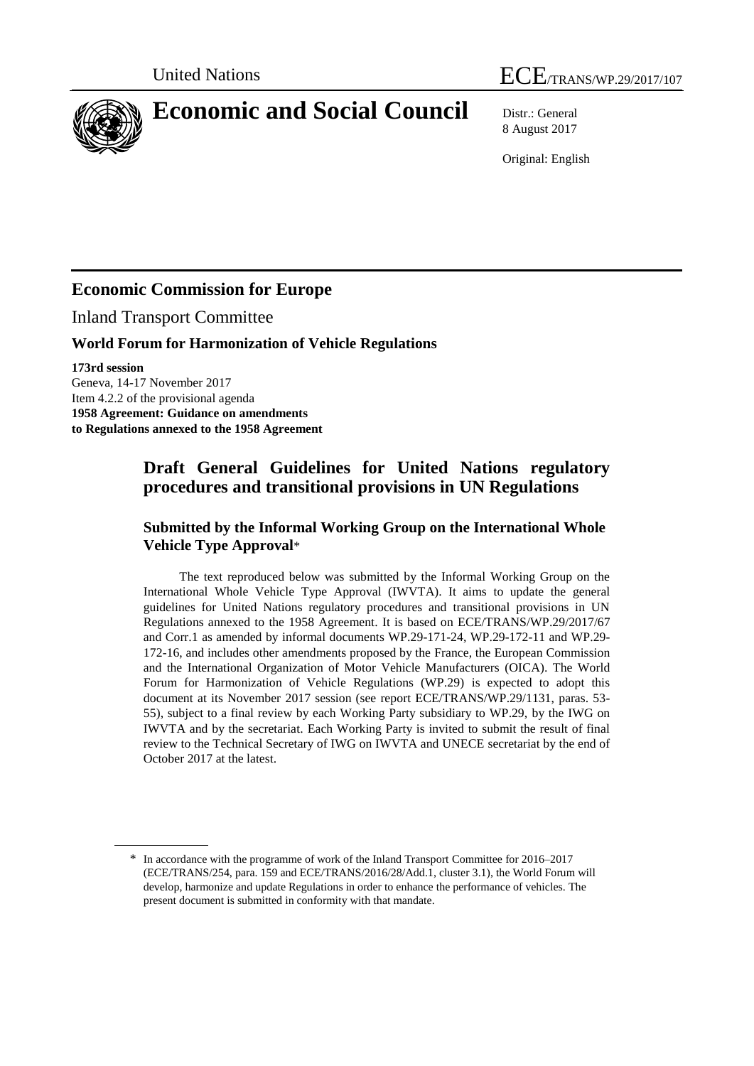United Nations

ECE/TRANS/WP.29/2017/107

# Economic and Social Council

Distr.: General
8 August 2017

Original: English

## Economic Commission for Europe

Inland Transport Committee

### World Forum for Harmonization of Vehicle Regulations

**173rd session**
Geneva, 14-17 November 2017
Item 4.2.2 of the provisional agenda
**1958 Agreement: Guidance on amendments to Regulations annexed to the 1958 Agreement**

## Draft General Guidelines for United Nations regulatory procedures and transitional provisions in UN Regulations

### Submitted by the Informal Working Group on the International Whole Vehicle Type Approval*

The text reproduced below was submitted by the Informal Working Group on the International Whole Vehicle Type Approval (IWVTA). It aims to update the general guidelines for United Nations regulatory procedures and transitional provisions in UN Regulations annexed to the 1958 Agreement. It is based on ECE/TRANS/WP.29/2017/67 and Corr.1 as amended by informal documents WP.29-171-24, WP.29-172-11 and WP.29-172-16, and includes other amendments proposed by the France, the European Commission and the International Organization of Motor Vehicle Manufacturers (OICA). The World Forum for Harmonization of Vehicle Regulations (WP.29) is expected to adopt this document at its November 2017 session (see report ECE/TRANS/WP.29/1131, paras. 53-55), subject to a final review by each Working Party subsidiary to WP.29, by the IWG on IWVTA and by the secretariat. Each Working Party is invited to submit the result of final review to the Technical Secretary of IWG on IWVTA and UNECE secretariat by the end of October 2017 at the latest.

\* In accordance with the programme of work of the Inland Transport Committee for 2016–2017 (ECE/TRANS/254, para. 159 and ECE/TRANS/2016/28/Add.1, cluster 3.1), the World Forum will develop, harmonize and update Regulations in order to enhance the performance of vehicles. The present document is submitted in conformity with that mandate.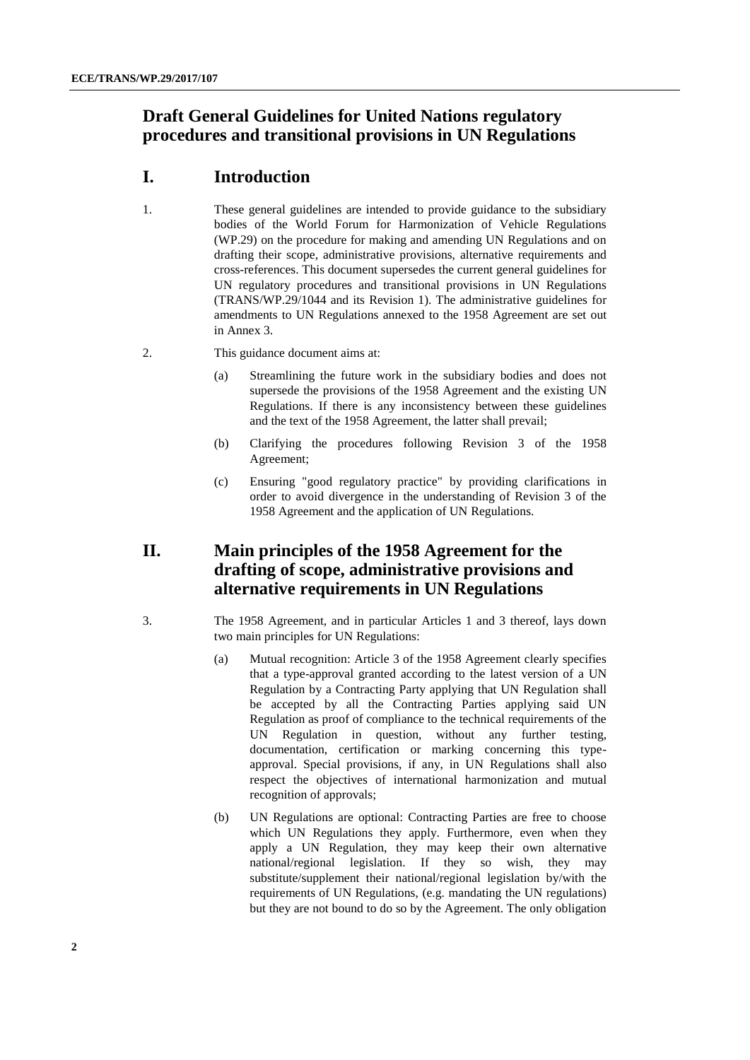# Draft General Guidelines for United Nations regulatory procedures and transitional provisions in UN Regulations

## I. Introduction

1. These general guidelines are intended to provide guidance to the subsidiary bodies of the World Forum for Harmonization of Vehicle Regulations (WP.29) on the procedure for making and amending UN Regulations and on drafting their scope, administrative provisions, alternative requirements and cross-references. This document supersedes the current general guidelines for UN regulatory procedures and transitional provisions in UN Regulations (TRANS/WP.29/1044 and its Revision 1). The administrative guidelines for amendments to UN Regulations annexed to the 1958 Agreement are set out in Annex 3.

2. This guidance document aims at:

   (a) Streamlining the future work in the subsidiary bodies and does not supersede the provisions of the 1958 Agreement and the existing UN Regulations. If there is any inconsistency between these guidelines and the text of the 1958 Agreement, the latter shall prevail;

   (b) Clarifying the procedures following Revision 3 of the 1958 Agreement;

   (c) Ensuring "good regulatory practice" by providing clarifications in order to avoid divergence in the understanding of Revision 3 of the 1958 Agreement and the application of UN Regulations.

## II. Main principles of the 1958 Agreement for the drafting of scope, administrative provisions and alternative requirements in UN Regulations

3. The 1958 Agreement, and in particular Articles 1 and 3 thereof, lays down two main principles for UN Regulations:

   (a) Mutual recognition: Article 3 of the 1958 Agreement clearly specifies that a type-approval granted according to the latest version of a UN Regulation by a Contracting Party applying that UN Regulation shall be accepted by all the Contracting Parties applying said UN Regulation as proof of compliance to the technical requirements of the UN Regulation in question, without any further testing, documentation, certification or marking concerning this type-approval. Special provisions, if any, in UN Regulations shall also respect the objectives of international harmonization and mutual recognition of approvals;

   (b) UN Regulations are optional: Contracting Parties are free to choose which UN Regulations they apply. Furthermore, even when they apply a UN Regulation, they may keep their own alternative national/regional legislation. If they so wish, they may substitute/supplement their national/regional legislation by/with the requirements of UN Regulations, (e.g. mandating the UN regulations) but they are not bound to do so by the Agreement. The only obligation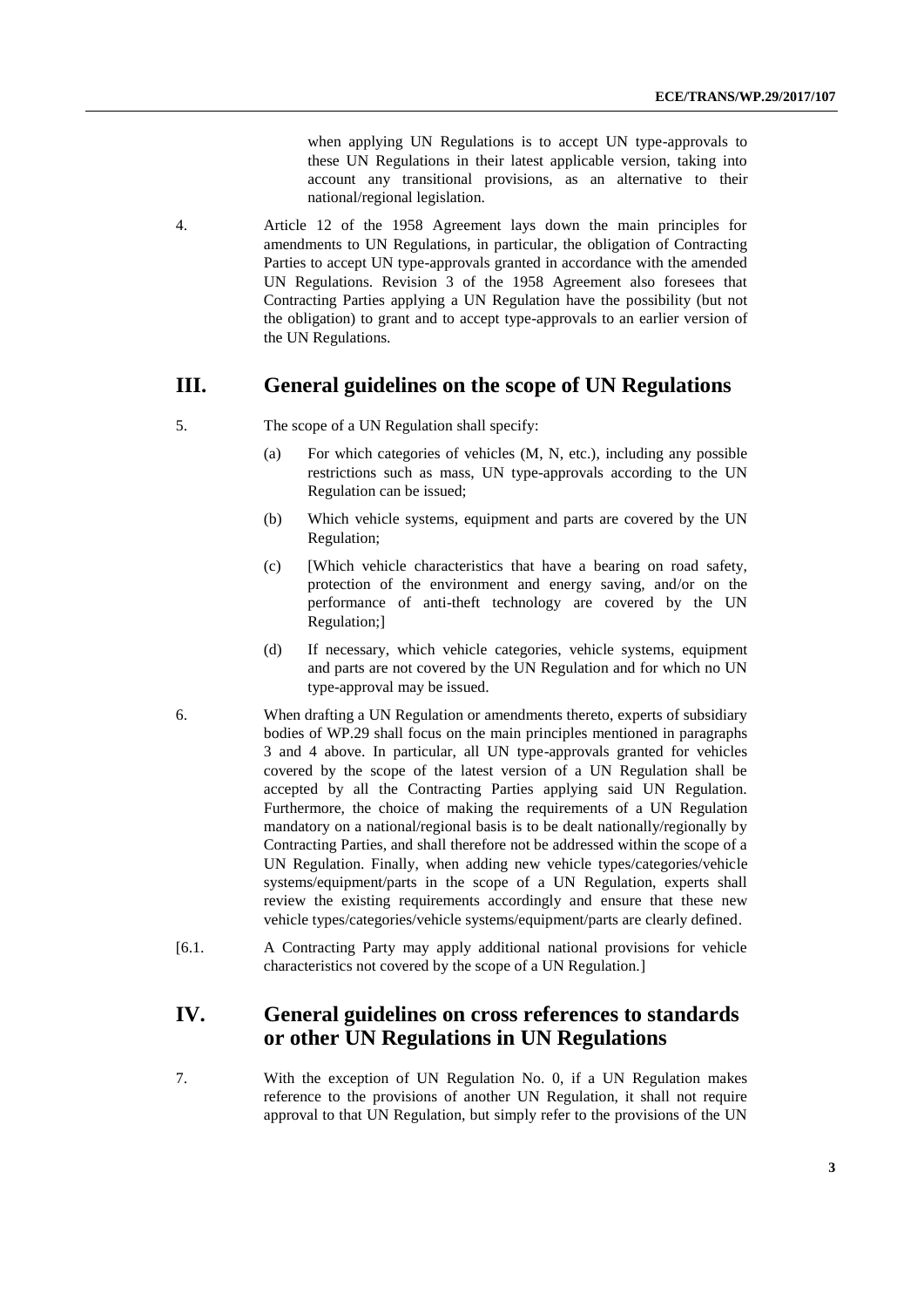when applying UN Regulations is to accept UN type-approvals to these UN Regulations in their latest applicable version, taking into account any transitional provisions, as an alternative to their national/regional legislation.

4. Article 12 of the 1958 Agreement lays down the main principles for amendments to UN Regulations, in particular, the obligation of Contracting Parties to accept UN type-approvals granted in accordance with the amended UN Regulations. Revision 3 of the 1958 Agreement also foresees that Contracting Parties applying a UN Regulation have the possibility (but not the obligation) to grant and to accept type-approvals to an earlier version of the UN Regulations.

## III. General guidelines on the scope of UN Regulations

5. The scope of a UN Regulation shall specify:

   (a) For which categories of vehicles (M, N, etc.), including any possible restrictions such as mass, UN type-approvals according to the UN Regulation can be issued;

   (b) Which vehicle systems, equipment and parts are covered by the UN Regulation;

   (c) [Which vehicle characteristics that have a bearing on road safety, protection of the environment and energy saving, and/or on the performance of anti-theft technology are covered by the UN Regulation;]

   (d) If necessary, which vehicle categories, vehicle systems, equipment and parts are not covered by the UN Regulation and for which no UN type-approval may be issued.

6. When drafting a UN Regulation or amendments thereto, experts of subsidiary bodies of WP.29 shall focus on the main principles mentioned in paragraphs 3 and 4 above. In particular, all UN type-approvals granted for vehicles covered by the scope of the latest version of a UN Regulation shall be accepted by all the Contracting Parties applying said UN Regulation. Furthermore, the choice of making the requirements of a UN Regulation mandatory on a national/regional basis is to be dealt nationally/regionally by Contracting Parties, and shall therefore not be addressed within the scope of a UN Regulation. Finally, when adding new vehicle types/categories/vehicle systems/equipment/parts in the scope of a UN Regulation, experts shall review the existing requirements accordingly and ensure that these new vehicle types/categories/vehicle systems/equipment/parts are clearly defined.

[6.1. A Contracting Party may apply additional national provisions for vehicle characteristics not covered by the scope of a UN Regulation.]

## IV. General guidelines on cross references to standards or other UN Regulations in UN Regulations

7. With the exception of UN Regulation No. 0, if a UN Regulation makes reference to the provisions of another UN Regulation, it shall not require approval to that UN Regulation, but simply refer to the provisions of the UN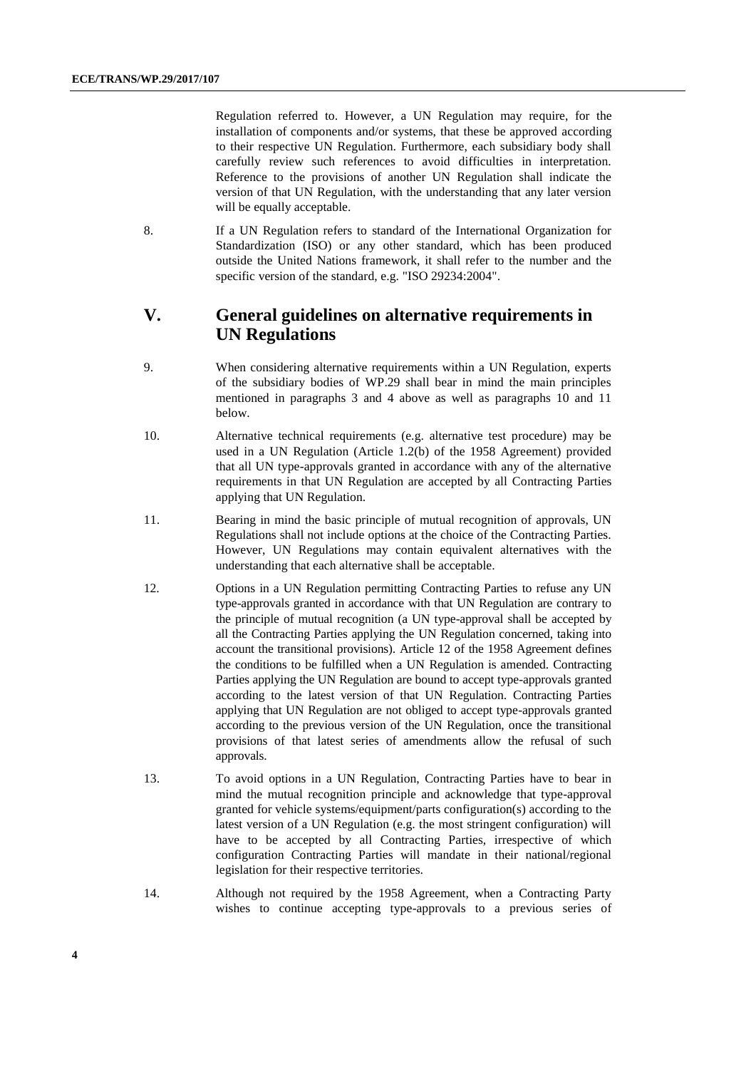Regulation referred to. However, a UN Regulation may require, for the installation of components and/or systems, that these be approved according to their respective UN Regulation. Furthermore, each subsidiary body shall carefully review such references to avoid difficulties in interpretation. Reference to the provisions of another UN Regulation shall indicate the version of that UN Regulation, with the understanding that any later version will be equally acceptable.

8. If a UN Regulation refers to standard of the International Organization for Standardization (ISO) or any other standard, which has been produced outside the United Nations framework, it shall refer to the number and the specific version of the standard, e.g. "ISO 29234:2004".

## V. General guidelines on alternative requirements in UN Regulations

9. When considering alternative requirements within a UN Regulation, experts of the subsidiary bodies of WP.29 shall bear in mind the main principles mentioned in paragraphs 3 and 4 above as well as paragraphs 10 and 11 below.

10. Alternative technical requirements (e.g. alternative test procedure) may be used in a UN Regulation (Article 1.2(b) of the 1958 Agreement) provided that all UN type-approvals granted in accordance with any of the alternative requirements in that UN Regulation are accepted by all Contracting Parties applying that UN Regulation.

11. Bearing in mind the basic principle of mutual recognition of approvals, UN Regulations shall not include options at the choice of the Contracting Parties. However, UN Regulations may contain equivalent alternatives with the understanding that each alternative shall be acceptable.

12. Options in a UN Regulation permitting Contracting Parties to refuse any UN type-approvals granted in accordance with that UN Regulation are contrary to the principle of mutual recognition (a UN type-approval shall be accepted by all the Contracting Parties applying the UN Regulation concerned, taking into account the transitional provisions). Article 12 of the 1958 Agreement defines the conditions to be fulfilled when a UN Regulation is amended. Contracting Parties applying the UN Regulation are bound to accept type-approvals granted according to the latest version of that UN Regulation. Contracting Parties applying that UN Regulation are not obliged to accept type-approvals granted according to the previous version of the UN Regulation, once the transitional provisions of that latest series of amendments allow the refusal of such approvals.

13. To avoid options in a UN Regulation, Contracting Parties have to bear in mind the mutual recognition principle and acknowledge that type-approval granted for vehicle systems/equipment/parts configuration(s) according to the latest version of a UN Regulation (e.g. the most stringent configuration) will have to be accepted by all Contracting Parties, irrespective of which configuration Contracting Parties will mandate in their national/regional legislation for their respective territories.

14. Although not required by the 1958 Agreement, when a Contracting Party wishes to continue accepting type-approvals to a previous series of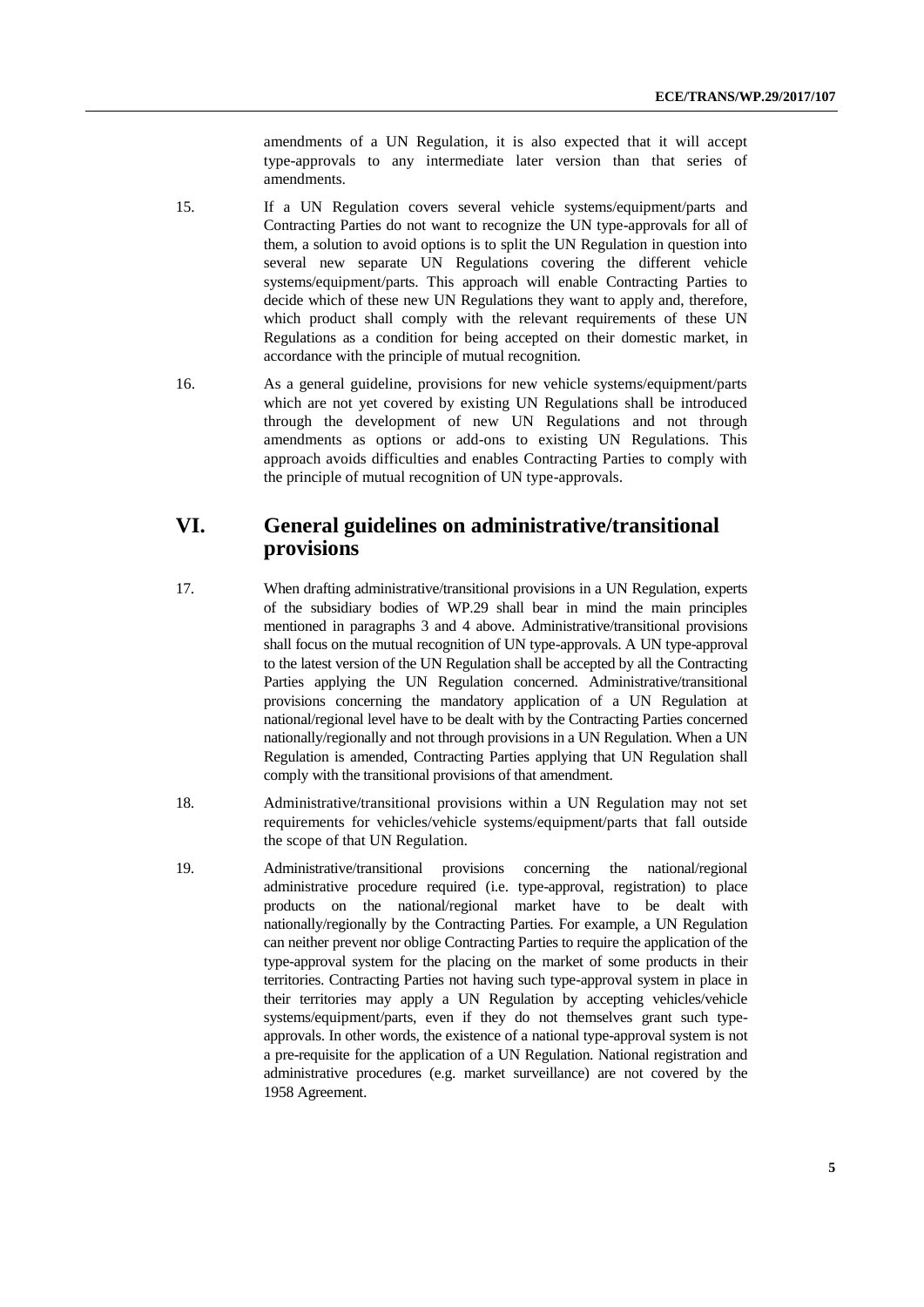amendments of a UN Regulation, it is also expected that it will accept type-approvals to any intermediate later version than that series of amendments.

15. If a UN Regulation covers several vehicle systems/equipment/parts and Contracting Parties do not want to recognize the UN type-approvals for all of them, a solution to avoid options is to split the UN Regulation in question into several new separate UN Regulations covering the different vehicle systems/equipment/parts. This approach will enable Contracting Parties to decide which of these new UN Regulations they want to apply and, therefore, which product shall comply with the relevant requirements of these UN Regulations as a condition for being accepted on their domestic market, in accordance with the principle of mutual recognition.

16. As a general guideline, provisions for new vehicle systems/equipment/parts which are not yet covered by existing UN Regulations shall be introduced through the development of new UN Regulations and not through amendments as options or add-ons to existing UN Regulations. This approach avoids difficulties and enables Contracting Parties to comply with the principle of mutual recognition of UN type-approvals.

## VI. General guidelines on administrative/transitional provisions

17. When drafting administrative/transitional provisions in a UN Regulation, experts of the subsidiary bodies of WP.29 shall bear in mind the main principles mentioned in paragraphs 3 and 4 above. Administrative/transitional provisions shall focus on the mutual recognition of UN type-approvals. A UN type-approval to the latest version of the UN Regulation shall be accepted by all the Contracting Parties applying the UN Regulation concerned. Administrative/transitional provisions concerning the mandatory application of a UN Regulation at national/regional level have to be dealt with by the Contracting Parties concerned nationally/regionally and not through provisions in a UN Regulation. When a UN Regulation is amended, Contracting Parties applying that UN Regulation shall comply with the transitional provisions of that amendment.

18. Administrative/transitional provisions within a UN Regulation may not set requirements for vehicles/vehicle systems/equipment/parts that fall outside the scope of that UN Regulation.

19. Administrative/transitional provisions concerning the national/regional administrative procedure required (i.e. type-approval, registration) to place products on the national/regional market have to be dealt with nationally/regionally by the Contracting Parties. For example, a UN Regulation can neither prevent nor oblige Contracting Parties to require the application of the type-approval system for the placing on the market of some products in their territories. Contracting Parties not having such type-approval system in place in their territories may apply a UN Regulation by accepting vehicles/vehicle systems/equipment/parts, even if they do not themselves grant such type-approvals. In other words, the existence of a national type-approval system is not a pre-requisite for the application of a UN Regulation. National registration and administrative procedures (e.g. market surveillance) are not covered by the 1958 Agreement.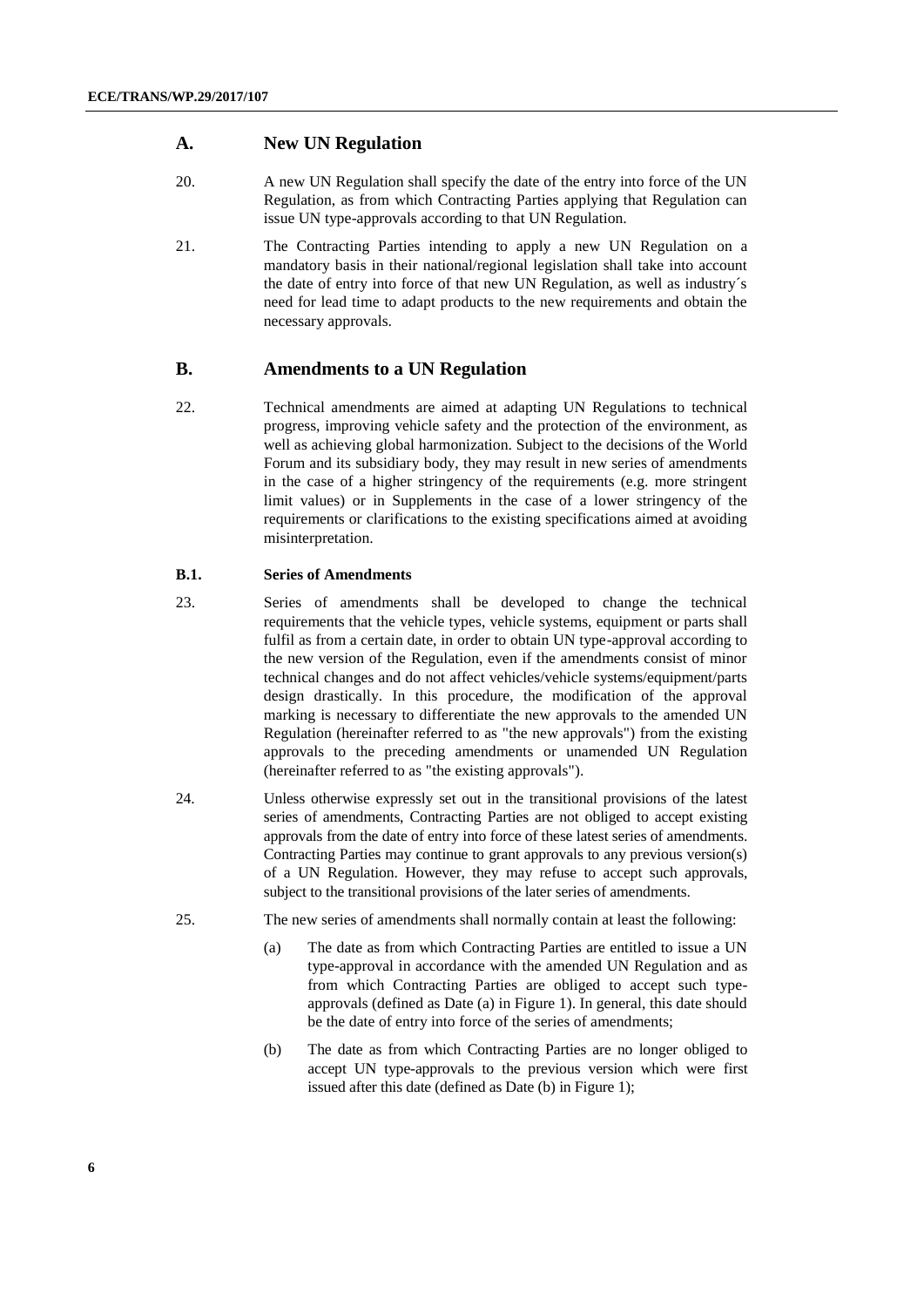## A. New UN Regulation

20. A new UN Regulation shall specify the date of the entry into force of the UN Regulation, as from which Contracting Parties applying that Regulation can issue UN type-approvals according to that UN Regulation.

21. The Contracting Parties intending to apply a new UN Regulation on a mandatory basis in their national/regional legislation shall take into account the date of entry into force of that new UN Regulation, as well as industry´s need for lead time to adapt products to the new requirements and obtain the necessary approvals.

## B. Amendments to a UN Regulation

22. Technical amendments are aimed at adapting UN Regulations to technical progress, improving vehicle safety and the protection of the environment, as well as achieving global harmonization. Subject to the decisions of the World Forum and its subsidiary body, they may result in new series of amendments in the case of a higher stringency of the requirements (e.g. more stringent limit values) or in Supplements in the case of a lower stringency of the requirements or clarifications to the existing specifications aimed at avoiding misinterpretation.

### B.1. Series of Amendments

23. Series of amendments shall be developed to change the technical requirements that the vehicle types, vehicle systems, equipment or parts shall fulfil as from a certain date, in order to obtain UN type-approval according to the new version of the Regulation, even if the amendments consist of minor technical changes and do not affect vehicles/vehicle systems/equipment/parts design drastically. In this procedure, the modification of the approval marking is necessary to differentiate the new approvals to the amended UN Regulation (hereinafter referred to as "the new approvals") from the existing approvals to the preceding amendments or unamended UN Regulation (hereinafter referred to as "the existing approvals").

24. Unless otherwise expressly set out in the transitional provisions of the latest series of amendments, Contracting Parties are not obliged to accept existing approvals from the date of entry into force of these latest series of amendments. Contracting Parties may continue to grant approvals to any previous version(s) of a UN Regulation. However, they may refuse to accept such approvals, subject to the transitional provisions of the later series of amendments.

25. The new series of amendments shall normally contain at least the following:

(a) The date as from which Contracting Parties are entitled to issue a UN type-approval in accordance with the amended UN Regulation and as from which Contracting Parties are obliged to accept such type-approvals (defined as Date (a) in Figure 1). In general, this date should be the date of entry into force of the series of amendments;

(b) The date as from which Contracting Parties are no longer obliged to accept UN type-approvals to the previous version which were first issued after this date (defined as Date (b) in Figure 1);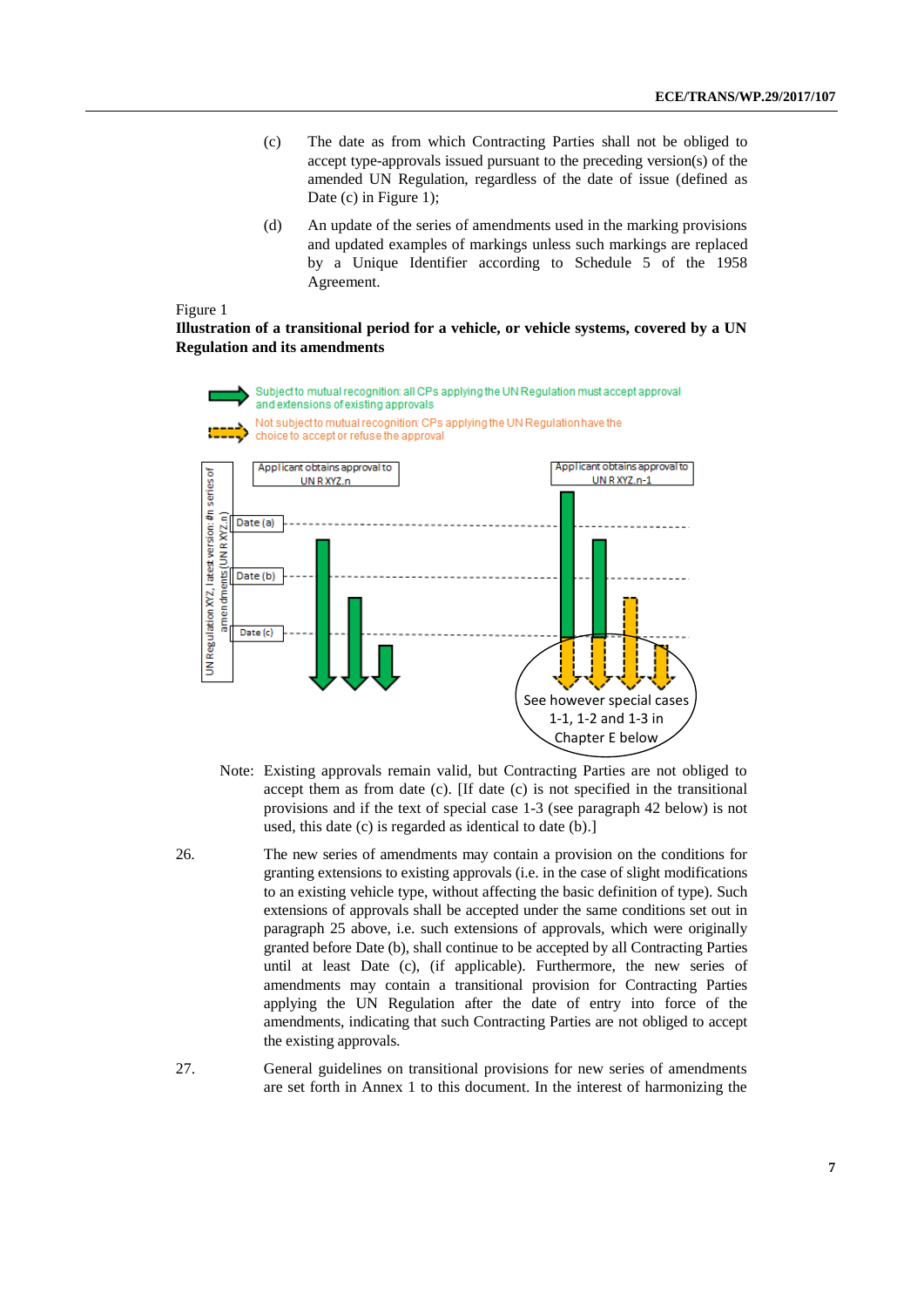(c) The date as from which Contracting Parties shall not be obliged to accept type-approvals issued pursuant to the preceding version(s) of the amended UN Regulation, regardless of the date of issue (defined as Date (c) in Figure 1);

(d) An update of the series of amendments used in the marking provisions and updated examples of markings unless such markings are replaced by a Unique Identifier according to Schedule 5 of the 1958 Agreement.

Figure 1

**Illustration of a transitional period for a vehicle, or vehicle systems, covered by a UN Regulation and its amendments**

Subject to mutual recognition: all CPs applying the UN Regulation must accept approval and extensions of existing approvals

Not subject to mutual recognition: CPs applying the UN Regulation have the choice to accept or refuse the approval

UN Regulation XYZ, latest version: #n series of amendments (UN R XYZ.n)

Applicant obtains approval to UN R XYZ.n

Applicant obtains approval to UN R XYZ.n-1

Date (a)

Date (b)

Date (c)

See however special cases 1-1, 1-2 and 1-3 in Chapter E below

Note: Existing approvals remain valid, but Contracting Parties are not obliged to accept them as from date (c). [If date (c) is not specified in the transitional provisions and if the text of special case 1-3 (see paragraph 42 below) is not used, this date (c) is regarded as identical to date (b).]

26. The new series of amendments may contain a provision on the conditions for granting extensions to existing approvals (i.e. in the case of slight modifications to an existing vehicle type, without affecting the basic definition of type). Such extensions of approvals shall be accepted under the same conditions set out in paragraph 25 above, i.e. such extensions of approvals, which were originally granted before Date (b), shall continue to be accepted by all Contracting Parties until at least Date (c), (if applicable). Furthermore, the new series of amendments may contain a transitional provision for Contracting Parties applying the UN Regulation after the date of entry into force of the amendments, indicating that such Contracting Parties are not obliged to accept the existing approvals.

27. General guidelines on transitional provisions for new series of amendments are set forth in Annex 1 to this document. In the interest of harmonizing the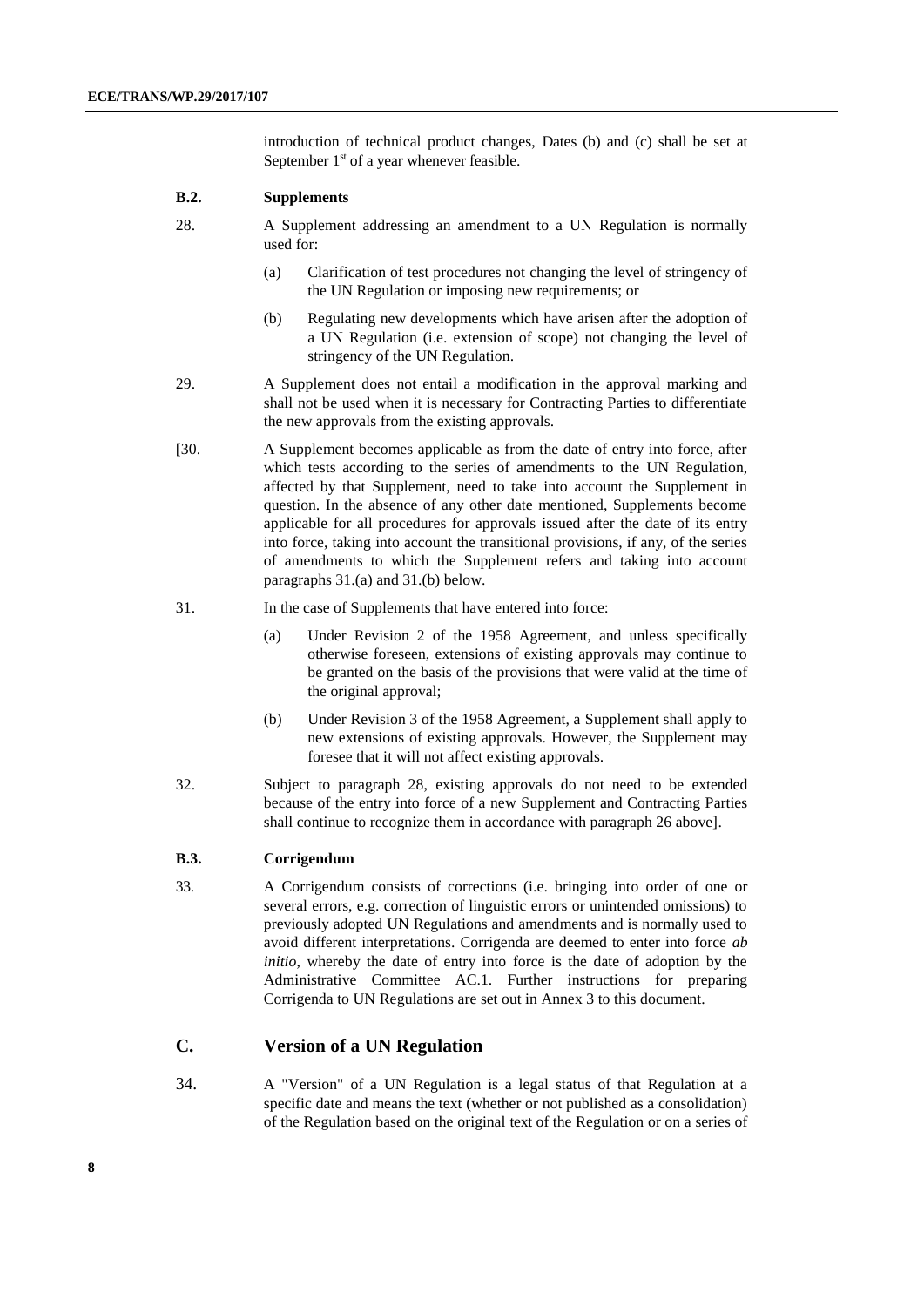introduction of technical product changes, Dates (b) and (c) shall be set at September 1st of a year whenever feasible.

### B.2. Supplements

28. A Supplement addressing an amendment to a UN Regulation is normally used for:

   (a) Clarification of test procedures not changing the level of stringency of the UN Regulation or imposing new requirements; or

   (b) Regulating new developments which have arisen after the adoption of a UN Regulation (i.e. extension of scope) not changing the level of stringency of the UN Regulation.

29. A Supplement does not entail a modification in the approval marking and shall not be used when it is necessary for Contracting Parties to differentiate the new approvals from the existing approvals.

[30. A Supplement becomes applicable as from the date of entry into force, after which tests according to the series of amendments to the UN Regulation, affected by that Supplement, need to take into account the Supplement in question. In the absence of any other date mentioned, Supplements become applicable for all procedures for approvals issued after the date of its entry into force, taking into account the transitional provisions, if any, of the series of amendments to which the Supplement refers and taking into account paragraphs 31.(a) and 31.(b) below.

31. In the case of Supplements that have entered into force:

   (a) Under Revision 2 of the 1958 Agreement, and unless specifically otherwise foreseen, extensions of existing approvals may continue to be granted on the basis of the provisions that were valid at the time of the original approval;

   (b) Under Revision 3 of the 1958 Agreement, a Supplement shall apply to new extensions of existing approvals. However, the Supplement may foresee that it will not affect existing approvals.

32. Subject to paragraph 28, existing approvals do not need to be extended because of the entry into force of a new Supplement and Contracting Parties shall continue to recognize them in accordance with paragraph 26 above].

### B.3. Corrigendum

33. A Corrigendum consists of corrections (i.e. bringing into order of one or several errors, e.g. correction of linguistic errors or unintended omissions) to previously adopted UN Regulations and amendments and is normally used to avoid different interpretations. Corrigenda are deemed to enter into force *ab initio*, whereby the date of entry into force is the date of adoption by the Administrative Committee AC.1. Further instructions for preparing Corrigenda to UN Regulations are set out in Annex 3 to this document.

## C. Version of a UN Regulation

34. A "Version" of a UN Regulation is a legal status of that Regulation at a specific date and means the text (whether or not published as a consolidation) of the Regulation based on the original text of the Regulation or on a series of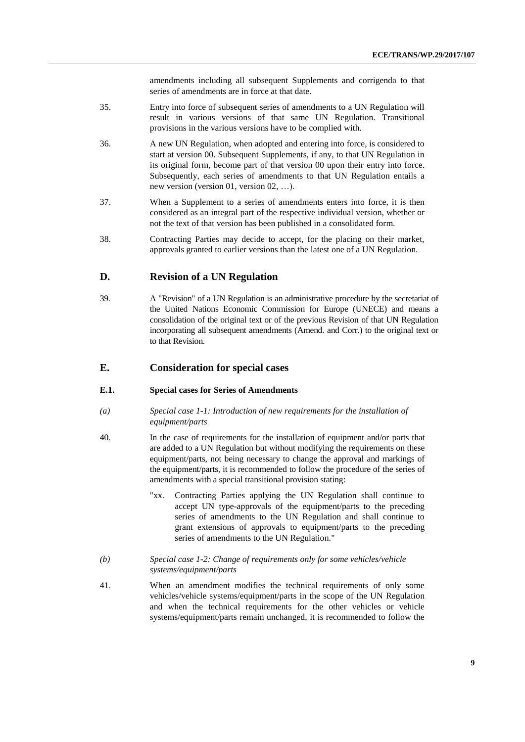amendments including all subsequent Supplements and corrigenda to that series of amendments are in force at that date.

35. Entry into force of subsequent series of amendments to a UN Regulation will result in various versions of that same UN Regulation. Transitional provisions in the various versions have to be complied with.

36. A new UN Regulation, when adopted and entering into force, is considered to start at version 00. Subsequent Supplements, if any, to that UN Regulation in its original form, become part of that version 00 upon their entry into force. Subsequently, each series of amendments to that UN Regulation entails a new version (version 01, version 02, …).

37. When a Supplement to a series of amendments enters into force, it is then considered as an integral part of the respective individual version, whether or not the text of that version has been published in a consolidated form.

38. Contracting Parties may decide to accept, for the placing on their market, approvals granted to earlier versions than the latest one of a UN Regulation.

## D. Revision of a UN Regulation

39. A "Revision" of a UN Regulation is an administrative procedure by the secretariat of the United Nations Economic Commission for Europe (UNECE) and means a consolidation of the original text or of the previous Revision of that UN Regulation incorporating all subsequent amendments (Amend. and Corr.) to the original text or to that Revision.

## E. Consideration for special cases

### E.1. Special cases for Series of Amendments

*(a) Special case 1-1: Introduction of new requirements for the installation of equipment/parts*

40. In the case of requirements for the installation of equipment and/or parts that are added to a UN Regulation but without modifying the requirements on these equipment/parts, not being necessary to change the approval and markings of the equipment/parts, it is recommended to follow the procedure of the series of amendments with a special transitional provision stating:

> "xx. Contracting Parties applying the UN Regulation shall continue to accept UN type-approvals of the equipment/parts to the preceding series of amendments to the UN Regulation and shall continue to grant extensions of approvals to equipment/parts to the preceding series of amendments to the UN Regulation."

*(b) Special case 1-2: Change of requirements only for some vehicles/vehicle systems/equipment/parts*

41. When an amendment modifies the technical requirements of only some vehicles/vehicle systems/equipment/parts in the scope of the UN Regulation and when the technical requirements for the other vehicles or vehicle systems/equipment/parts remain unchanged, it is recommended to follow the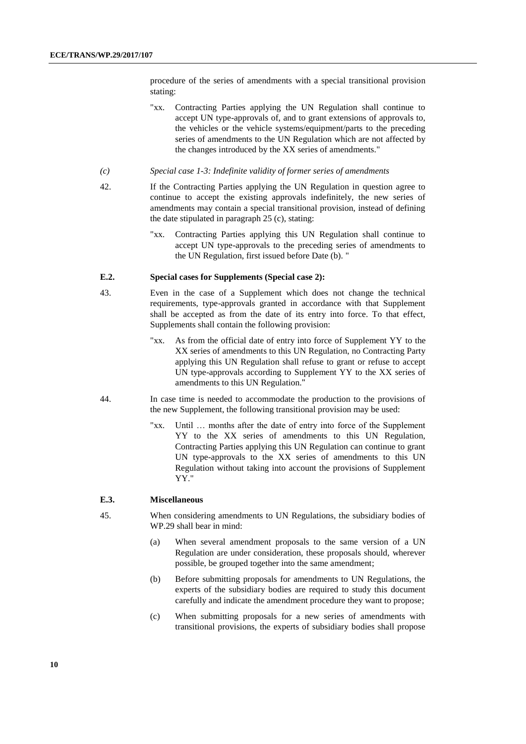procedure of the series of amendments with a special transitional provision stating:

> "xx. Contracting Parties applying the UN Regulation shall continue to accept UN type-approvals of, and to grant extensions of approvals to, the vehicles or the vehicle systems/equipment/parts to the preceding series of amendments to the UN Regulation which are not affected by the changes introduced by the XX series of amendments."

*(c) Special case 1-3: Indefinite validity of former series of amendments*

42. If the Contracting Parties applying the UN Regulation in question agree to continue to accept the existing approvals indefinitely, the new series of amendments may contain a special transitional provision, instead of defining the date stipulated in paragraph 25 (c), stating:

> "xx. Contracting Parties applying this UN Regulation shall continue to accept UN type-approvals to the preceding series of amendments to the UN Regulation, first issued before Date (b). "

### E.2. Special cases for Supplements (Special case 2):

43. Even in the case of a Supplement which does not change the technical requirements, type-approvals granted in accordance with that Supplement shall be accepted as from the date of its entry into force. To that effect, Supplements shall contain the following provision:

> "xx. As from the official date of entry into force of Supplement YY to the XX series of amendments to this UN Regulation, no Contracting Party applying this UN Regulation shall refuse to grant or refuse to accept UN type-approvals according to Supplement YY to the XX series of amendments to this UN Regulation."

44. In case time is needed to accommodate the production to the provisions of the new Supplement, the following transitional provision may be used:

> "xx. Until … months after the date of entry into force of the Supplement YY to the XX series of amendments to this UN Regulation, Contracting Parties applying this UN Regulation can continue to grant UN type-approvals to the XX series of amendments to this UN Regulation without taking into account the provisions of Supplement YY."

### E.3. Miscellaneous

45. When considering amendments to UN Regulations, the subsidiary bodies of WP.29 shall bear in mind:

(a) When several amendment proposals to the same version of a UN Regulation are under consideration, these proposals should, wherever possible, be grouped together into the same amendment;

(b) Before submitting proposals for amendments to UN Regulations, the experts of the subsidiary bodies are required to study this document carefully and indicate the amendment procedure they want to propose;

(c) When submitting proposals for a new series of amendments with transitional provisions, the experts of subsidiary bodies shall propose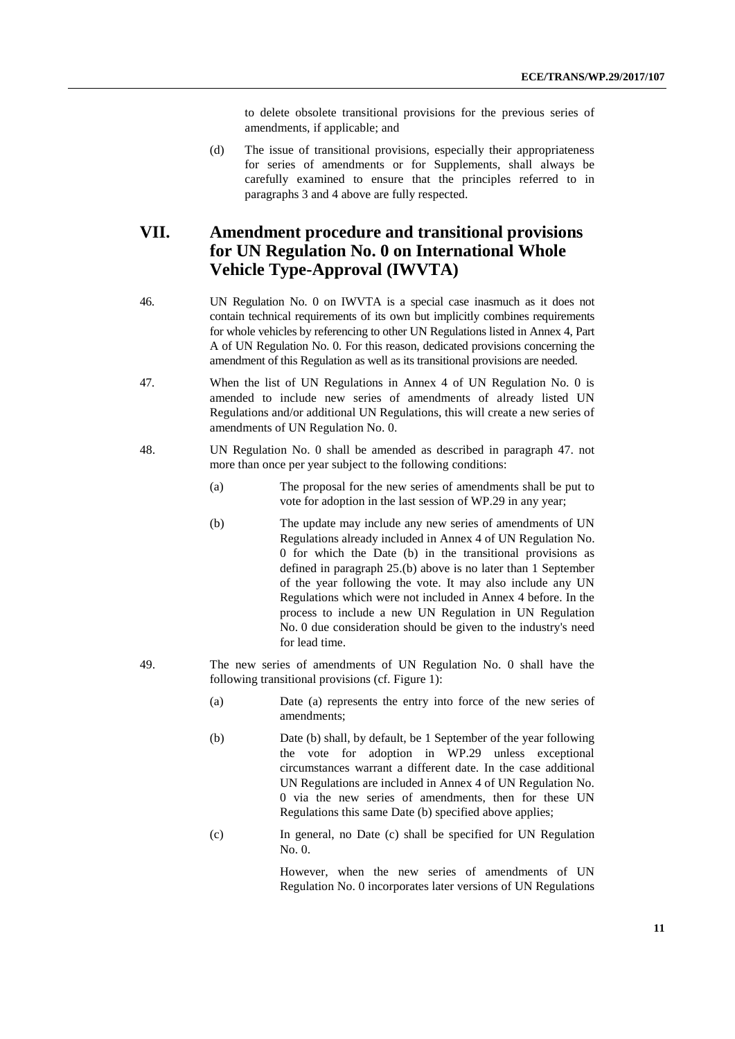to delete obsolete transitional provisions for the previous series of amendments, if applicable; and

(d) The issue of transitional provisions, especially their appropriateness for series of amendments or for Supplements, shall always be carefully examined to ensure that the principles referred to in paragraphs 3 and 4 above are fully respected.

## VII. Amendment procedure and transitional provisions for UN Regulation No. 0 on International Whole Vehicle Type-Approval (IWVTA)

46. UN Regulation No. 0 on IWVTA is a special case inasmuch as it does not contain technical requirements of its own but implicitly combines requirements for whole vehicles by referencing to other UN Regulations listed in Annex 4, Part A of UN Regulation No. 0. For this reason, dedicated provisions concerning the amendment of this Regulation as well as its transitional provisions are needed.

47. When the list of UN Regulations in Annex 4 of UN Regulation No. 0 is amended to include new series of amendments of already listed UN Regulations and/or additional UN Regulations, this will create a new series of amendments of UN Regulation No. 0.

48. UN Regulation No. 0 shall be amended as described in paragraph 47. not more than once per year subject to the following conditions:

(a) The proposal for the new series of amendments shall be put to vote for adoption in the last session of WP.29 in any year;

(b) The update may include any new series of amendments of UN Regulations already included in Annex 4 of UN Regulation No. 0 for which the Date (b) in the transitional provisions as defined in paragraph 25.(b) above is no later than 1 September of the year following the vote. It may also include any UN Regulations which were not included in Annex 4 before. In the process to include a new UN Regulation in UN Regulation No. 0 due consideration should be given to the industry's need for lead time.

49. The new series of amendments of UN Regulation No. 0 shall have the following transitional provisions (cf. Figure 1):

(a) Date (a) represents the entry into force of the new series of amendments;

(b) Date (b) shall, by default, be 1 September of the year following the vote for adoption in WP.29 unless exceptional circumstances warrant a different date. In the case additional UN Regulations are included in Annex 4 of UN Regulation No. 0 via the new series of amendments, then for these UN Regulations this same Date (b) specified above applies;

(c) In general, no Date (c) shall be specified for UN Regulation No. 0.

However, when the new series of amendments of UN Regulation No. 0 incorporates later versions of UN Regulations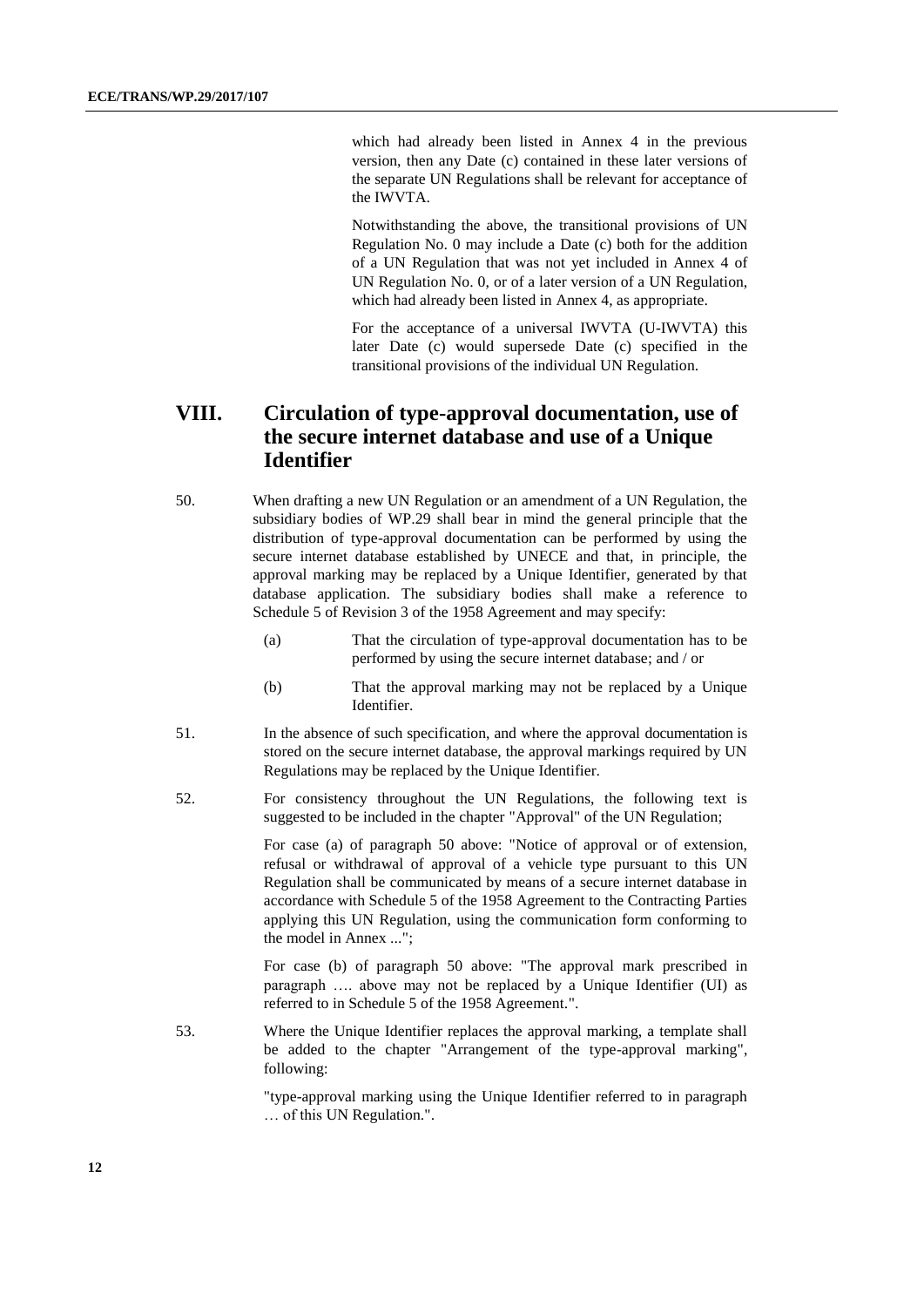which had already been listed in Annex 4 in the previous version, then any Date (c) contained in these later versions of the separate UN Regulations shall be relevant for acceptance of the IWVTA.

Notwithstanding the above, the transitional provisions of UN Regulation No. 0 may include a Date (c) both for the addition of a UN Regulation that was not yet included in Annex 4 of UN Regulation No. 0, or of a later version of a UN Regulation, which had already been listed in Annex 4, as appropriate.

For the acceptance of a universal IWVTA (U-IWVTA) this later Date (c) would supersede Date (c) specified in the transitional provisions of the individual UN Regulation.

## VIII. Circulation of type-approval documentation, use of the secure internet database and use of a Unique Identifier

50. When drafting a new UN Regulation or an amendment of a UN Regulation, the subsidiary bodies of WP.29 shall bear in mind the general principle that the distribution of type-approval documentation can be performed by using the secure internet database established by UNECE and that, in principle, the approval marking may be replaced by a Unique Identifier, generated by that database application. The subsidiary bodies shall make a reference to Schedule 5 of Revision 3 of the 1958 Agreement and may specify:

(a) That the circulation of type-approval documentation has to be performed by using the secure internet database; and / or

(b) That the approval marking may not be replaced by a Unique Identifier.

51. In the absence of such specification, and where the approval documentation is stored on the secure internet database, the approval markings required by UN Regulations may be replaced by the Unique Identifier.

52. For consistency throughout the UN Regulations, the following text is suggested to be included in the chapter "Approval" of the UN Regulation;

For case (a) of paragraph 50 above: "Notice of approval or of extension, refusal or withdrawal of approval of a vehicle type pursuant to this UN Regulation shall be communicated by means of a secure internet database in accordance with Schedule 5 of the 1958 Agreement to the Contracting Parties applying this UN Regulation, using the communication form conforming to the model in Annex ...";

For case (b) of paragraph 50 above: "The approval mark prescribed in paragraph …. above may not be replaced by a Unique Identifier (UI) as referred to in Schedule 5 of the 1958 Agreement.".

53. Where the Unique Identifier replaces the approval marking, a template shall be added to the chapter "Arrangement of the type-approval marking", following:

"type-approval marking using the Unique Identifier referred to in paragraph … of this UN Regulation.".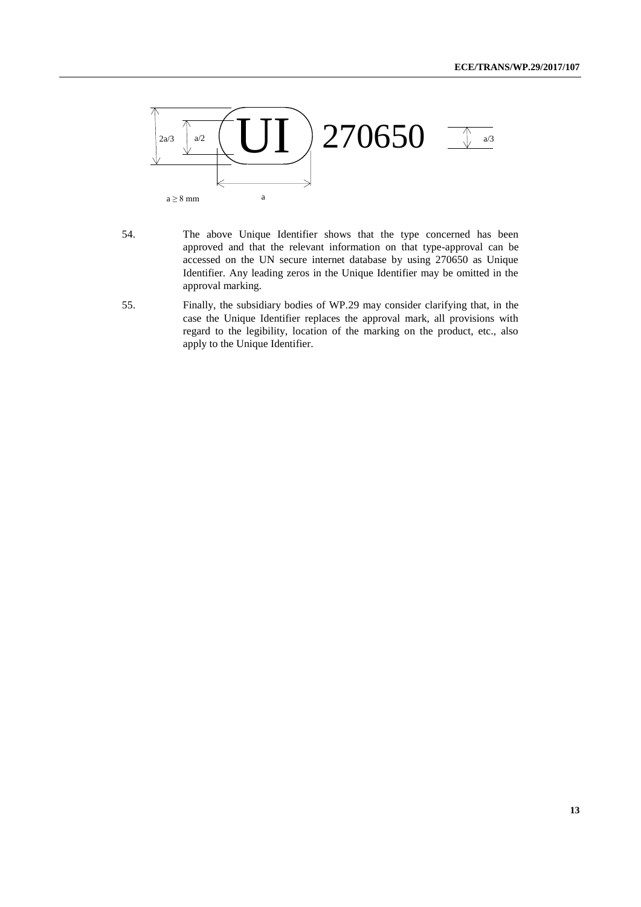UI 270650

2a/3 a/2 a/3

a ≥ 8 mm a

54. The above Unique Identifier shows that the type concerned has been approved and that the relevant information on that type-approval can be accessed on the UN secure internet database by using 270650 as Unique Identifier. Any leading zeros in the Unique Identifier may be omitted in the approval marking.

55. Finally, the subsidiary bodies of WP.29 may consider clarifying that, in the case the Unique Identifier replaces the approval mark, all provisions with regard to the legibility, location of the marking on the product, etc., also apply to the Unique Identifier.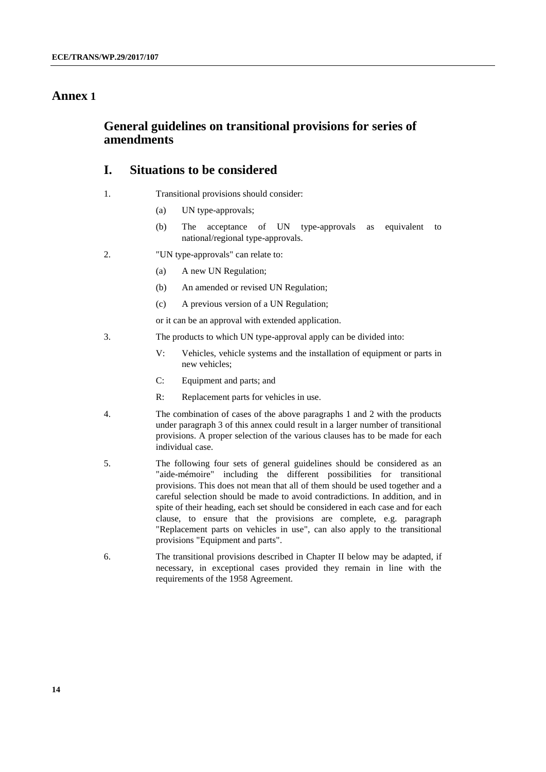# Annex 1

## General guidelines on transitional provisions for series of amendments

## I. Situations to be considered

1. Transitional provisions should consider:

   (a) UN type-approvals;

   (b) The acceptance of UN type-approvals as equivalent to national/regional type-approvals.

2. "UN type-approvals" can relate to:

   (a) A new UN Regulation;

   (b) An amended or revised UN Regulation;

   (c) A previous version of a UN Regulation;

   or it can be an approval with extended application.

3. The products to which UN type-approval apply can be divided into:

   V: Vehicles, vehicle systems and the installation of equipment or parts in new vehicles;

   C: Equipment and parts; and

   R: Replacement parts for vehicles in use.

4. The combination of cases of the above paragraphs 1 and 2 with the products under paragraph 3 of this annex could result in a larger number of transitional provisions. A proper selection of the various clauses has to be made for each individual case.

5. The following four sets of general guidelines should be considered as an "aide-mémoire" including the different possibilities for transitional provisions. This does not mean that all of them should be used together and a careful selection should be made to avoid contradictions. In addition, and in spite of their heading, each set should be considered in each case and for each clause, to ensure that the provisions are complete, e.g. paragraph "Replacement parts on vehicles in use", can also apply to the transitional provisions "Equipment and parts".

6. The transitional provisions described in Chapter II below may be adapted, if necessary, in exceptional cases provided they remain in line with the requirements of the 1958 Agreement.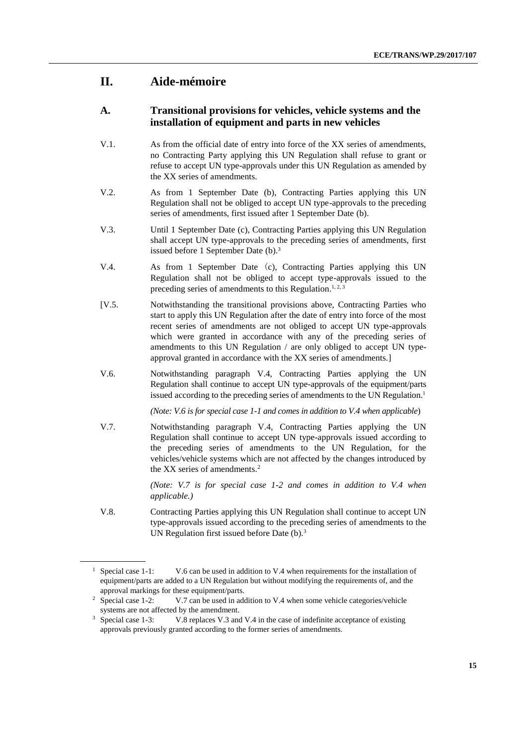# II. Aide-mémoire

## A. Transitional provisions for vehicles, vehicle systems and the installation of equipment and parts in new vehicles

V.1. As from the official date of entry into force of the XX series of amendments, no Contracting Party applying this UN Regulation shall refuse to grant or refuse to accept UN type-approvals under this UN Regulation as amended by the XX series of amendments.

V.2. As from 1 September Date (b), Contracting Parties applying this UN Regulation shall not be obliged to accept UN type-approvals to the preceding series of amendments, first issued after 1 September Date (b).

V.3. Until 1 September Date (c), Contracting Parties applying this UN Regulation shall accept UN type-approvals to the preceding series of amendments, first issued before 1 September Date (b).[3]

V.4. As from 1 September Date（c), Contracting Parties applying this UN Regulation shall not be obliged to accept type-approvals issued to the preceding series of amendments to this Regulation.[1, 2, 3]

[V.5. Notwithstanding the transitional provisions above, Contracting Parties who start to apply this UN Regulation after the date of entry into force of the most recent series of amendments are not obliged to accept UN type-approvals which were granted in accordance with any of the preceding series of amendments to this UN Regulation / are only obliged to accept UN type-approval granted in accordance with the XX series of amendments.]

V.6. Notwithstanding paragraph V.4, Contracting Parties applying the UN Regulation shall continue to accept UN type-approvals of the equipment/parts issued according to the preceding series of amendments to the UN Regulation.[1]

*(Note: V.6 is for special case 1-1 and comes in addition to V.4 when applicable*)

V.7. Notwithstanding paragraph V.4, Contracting Parties applying the UN Regulation shall continue to accept UN type-approvals issued according to the preceding series of amendments to the UN Regulation, for the vehicles/vehicle systems which are not affected by the changes introduced by the XX series of amendments.[2]

*(Note: V.7 is for special case 1-2 and comes in addition to V.4 when applicable.)*

V.8. Contracting Parties applying this UN Regulation shall continue to accept UN type-approvals issued according to the preceding series of amendments to the UN Regulation first issued before Date (b).[3]

---

[1] Special case 1-1: V.6 can be used in addition to V.4 when requirements for the installation of equipment/parts are added to a UN Regulation but without modifying the requirements of, and the approval markings for these equipment/parts.

[2] Special case 1-2: V.7 can be used in addition to V.4 when some vehicle categories/vehicle systems are not affected by the amendment.

[3] Special case 1-3: V.8 replaces V.3 and V.4 in the case of indefinite acceptance of existing approvals previously granted according to the former series of amendments.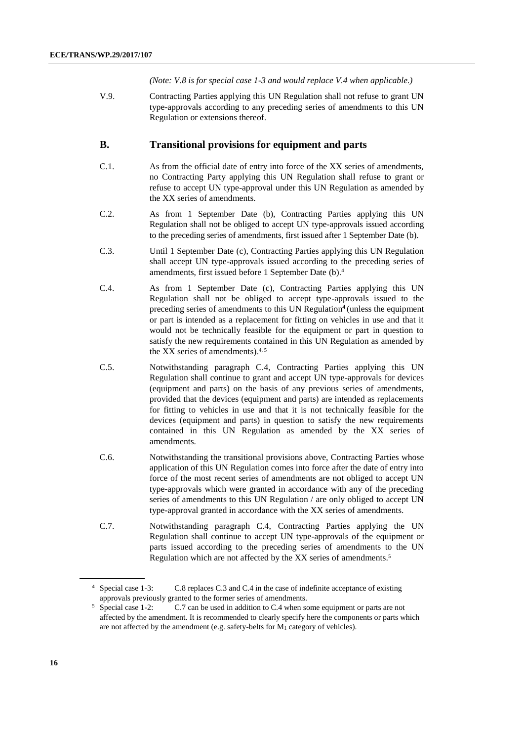*(Note: V.8 is for special case 1-3 and would replace V.4 when applicable.)*

V.9. Contracting Parties applying this UN Regulation shall not refuse to grant UN type-approvals according to any preceding series of amendments to this UN Regulation or extensions thereof.

## B. Transitional provisions for equipment and parts

C.1. As from the official date of entry into force of the XX series of amendments, no Contracting Party applying this UN Regulation shall refuse to grant or refuse to accept UN type-approval under this UN Regulation as amended by the XX series of amendments.

C.2. As from 1 September Date (b), Contracting Parties applying this UN Regulation shall not be obliged to accept UN type-approvals issued according to the preceding series of amendments, first issued after 1 September Date (b).

C.3. Until 1 September Date (c), Contracting Parties applying this UN Regulation shall accept UN type-approvals issued according to the preceding series of amendments, first issued before 1 September Date (b).[4]

C.4. As from 1 September Date (c), Contracting Parties applying this UN Regulation shall not be obliged to accept type-approvals issued to the preceding series of amendments to this UN Regulation[4] (unless the equipment or part is intended as a replacement for fitting on vehicles in use and that it would not be technically feasible for the equipment or part in question to satisfy the new requirements contained in this UN Regulation as amended by the XX series of amendments).[4, 5]

C.5. Notwithstanding paragraph C.4, Contracting Parties applying this UN Regulation shall continue to grant and accept UN type-approvals for devices (equipment and parts) on the basis of any previous series of amendments, provided that the devices (equipment and parts) are intended as replacements for fitting to vehicles in use and that it is not technically feasible for the devices (equipment and parts) in question to satisfy the new requirements contained in this UN Regulation as amended by the XX series of amendments.

C.6. Notwithstanding the transitional provisions above, Contracting Parties whose application of this UN Regulation comes into force after the date of entry into force of the most recent series of amendments are not obliged to accept UN type-approvals which were granted in accordance with any of the preceding series of amendments to this UN Regulation / are only obliged to accept UN type-approval granted in accordance with the XX series of amendments.

C.7. Notwithstanding paragraph C.4, Contracting Parties applying the UN Regulation shall continue to accept UN type-approvals of the equipment or parts issued according to the preceding series of amendments to the UN Regulation which are not affected by the XX series of amendments.[5]

---

[4] Special case 1-3: C.8 replaces C.3 and C.4 in the case of indefinite acceptance of existing approvals previously granted to the former series of amendments.

[5] Special case 1-2: C.7 can be used in addition to C.4 when some equipment or parts are not affected by the amendment. It is recommended to clearly specify here the components or parts which are not affected by the amendment (e.g. safety-belts for $M_1$ category of vehicles).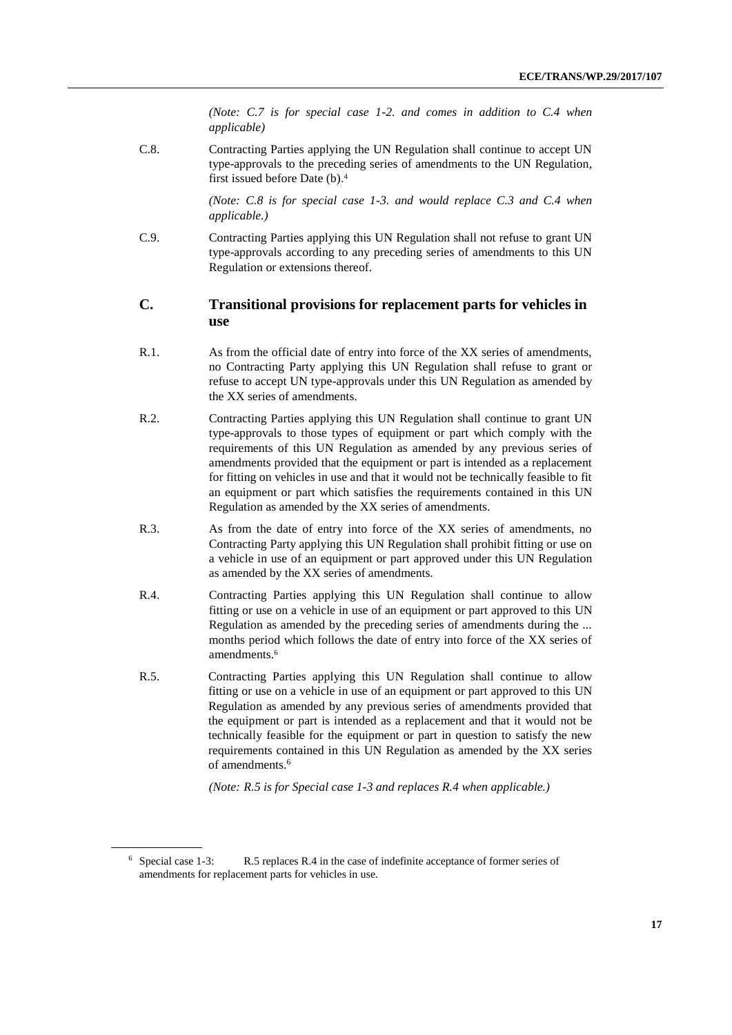*(Note: C.7 is for special case 1-2. and comes in addition to C.4 when applicable)*

C.8. Contracting Parties applying the UN Regulation shall continue to accept UN type-approvals to the preceding series of amendments to the UN Regulation, first issued before Date (b).[4]

*(Note: C.8 is for special case 1-3. and would replace C.3 and C.4 when applicable.)*

C.9. Contracting Parties applying this UN Regulation shall not refuse to grant UN type-approvals according to any preceding series of amendments to this UN Regulation or extensions thereof.

## C. Transitional provisions for replacement parts for vehicles in use

R.1. As from the official date of entry into force of the XX series of amendments, no Contracting Party applying this UN Regulation shall refuse to grant or refuse to accept UN type-approvals under this UN Regulation as amended by the XX series of amendments.

R.2. Contracting Parties applying this UN Regulation shall continue to grant UN type-approvals to those types of equipment or part which comply with the requirements of this UN Regulation as amended by any previous series of amendments provided that the equipment or part is intended as a replacement for fitting on vehicles in use and that it would not be technically feasible to fit an equipment or part which satisfies the requirements contained in this UN Regulation as amended by the XX series of amendments.

R.3. As from the date of entry into force of the XX series of amendments, no Contracting Party applying this UN Regulation shall prohibit fitting or use on a vehicle in use of an equipment or part approved under this UN Regulation as amended by the XX series of amendments.

R.4. Contracting Parties applying this UN Regulation shall continue to allow fitting or use on a vehicle in use of an equipment or part approved to this UN Regulation as amended by the preceding series of amendments during the ... months period which follows the date of entry into force of the XX series of amendments.[6]

R.5. Contracting Parties applying this UN Regulation shall continue to allow fitting or use on a vehicle in use of an equipment or part approved to this UN Regulation as amended by any previous series of amendments provided that the equipment or part is intended as a replacement and that it would not be technically feasible for the equipment or part in question to satisfy the new requirements contained in this UN Regulation as amended by the XX series of amendments.[6]

*(Note: R.5 is for Special case 1-3 and replaces R.4 when applicable.)*

---

[6] Special case 1-3: R.5 replaces R.4 in the case of indefinite acceptance of former series of amendments for replacement parts for vehicles in use.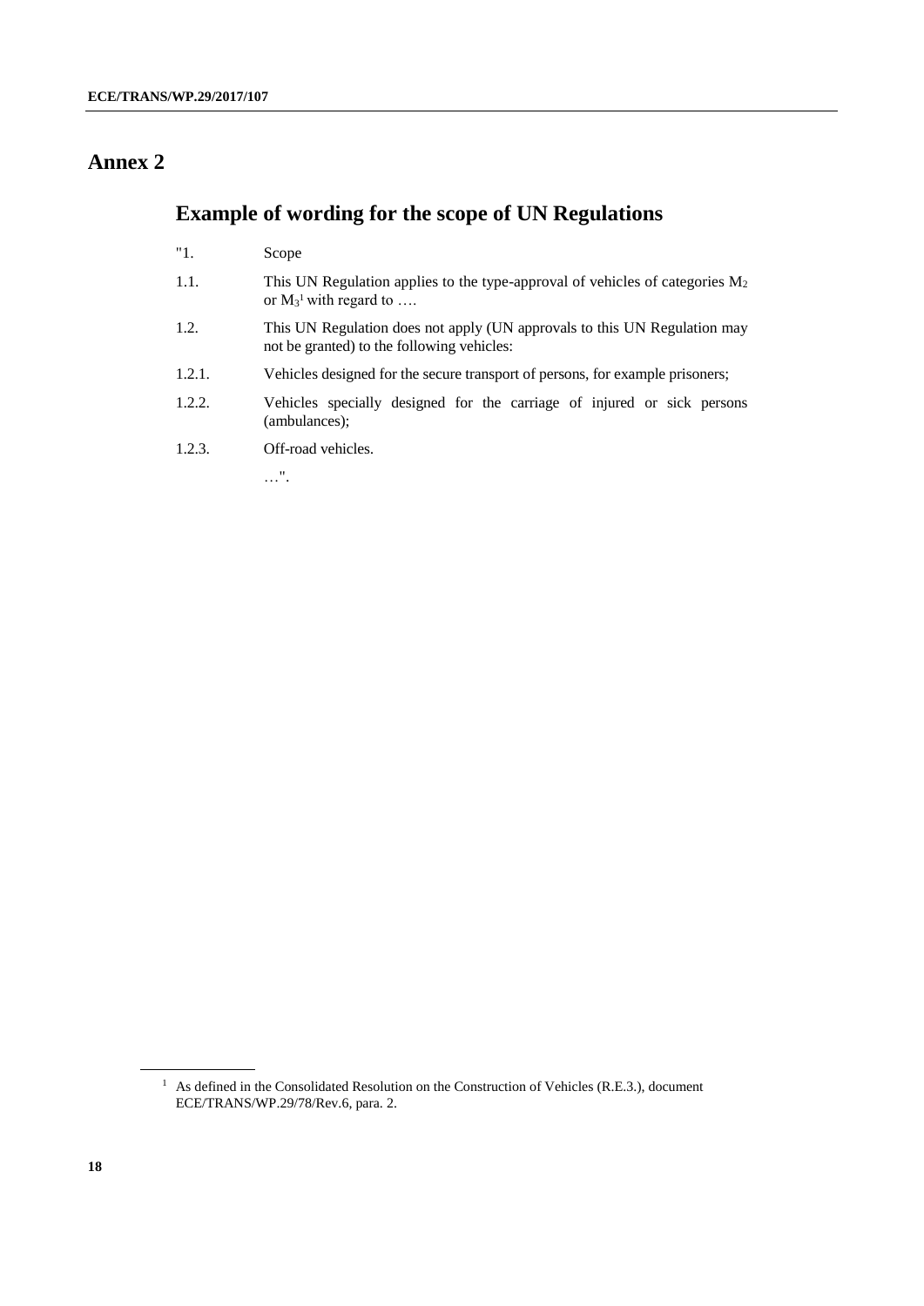# Annex 2

## Example of wording for the scope of UN Regulations

"1. Scope

1.1. This UN Regulation applies to the type-approval of vehicles of categories $M_2$ or $M_3$[1] with regard to ….

1.2. This UN Regulation does not apply (UN approvals to this UN Regulation may not be granted) to the following vehicles:

1.2.1. Vehicles designed for the secure transport of persons, for example prisoners;

1.2.2. Vehicles specially designed for the carriage of injured or sick persons (ambulances);

1.2.3. Off-road vehicles.

…".

---

[1] As defined in the Consolidated Resolution on the Construction of Vehicles (R.E.3.), document ECE/TRANS/WP.29/78/Rev.6, para. 2.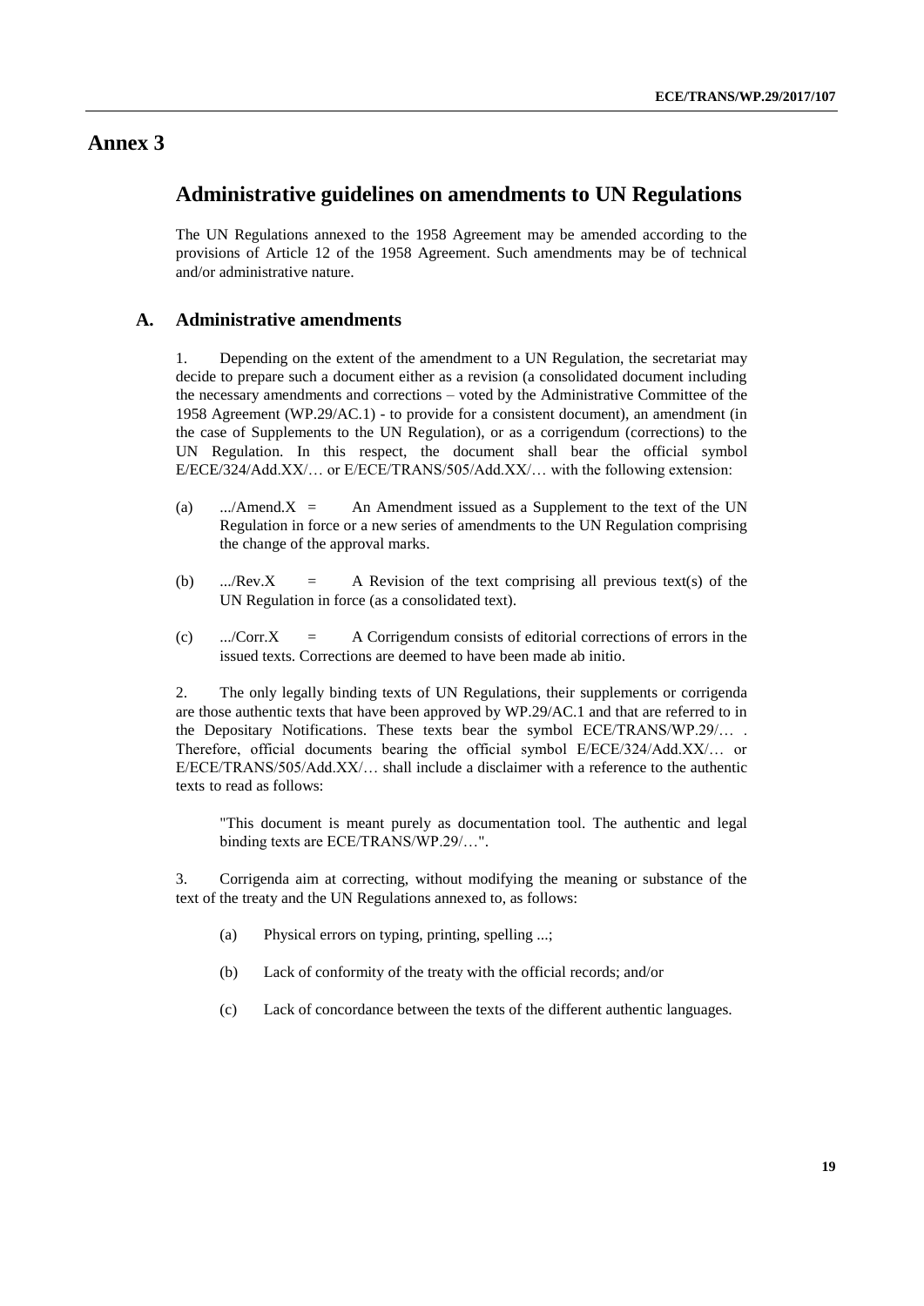# Annex 3

## Administrative guidelines on amendments to UN Regulations

The UN Regulations annexed to the 1958 Agreement may be amended according to the provisions of Article 12 of the 1958 Agreement. Such amendments may be of technical and/or administrative nature.

### A. Administrative amendments

1. Depending on the extent of the amendment to a UN Regulation, the secretariat may decide to prepare such a document either as a revision (a consolidated document including the necessary amendments and corrections – voted by the Administrative Committee of the 1958 Agreement (WP.29/AC.1) - to provide for a consistent document), an amendment (in the case of Supplements to the UN Regulation), or as a corrigendum (corrections) to the UN Regulation. In this respect, the document shall bear the official symbol E/ECE/324/Add.XX/… or E/ECE/TRANS/505/Add.XX/… with the following extension:

(a) .../Amend.X = An Amendment issued as a Supplement to the text of the UN Regulation in force or a new series of amendments to the UN Regulation comprising the change of the approval marks.

(b) .../Rev.X = A Revision of the text comprising all previous text(s) of the UN Regulation in force (as a consolidated text).

(c) .../Corr.X = A Corrigendum consists of editorial corrections of errors in the issued texts. Corrections are deemed to have been made ab initio.

2. The only legally binding texts of UN Regulations, their supplements or corrigenda are those authentic texts that have been approved by WP.29/AC.1 and that are referred to in the Depositary Notifications. These texts bear the symbol ECE/TRANS/WP.29/… . Therefore, official documents bearing the official symbol E/ECE/324/Add.XX/… or E/ECE/TRANS/505/Add.XX/… shall include a disclaimer with a reference to the authentic texts to read as follows:

"This document is meant purely as documentation tool. The authentic and legal binding texts are ECE/TRANS/WP.29/…".

3. Corrigenda aim at correcting, without modifying the meaning or substance of the text of the treaty and the UN Regulations annexed to, as follows:

(a) Physical errors on typing, printing, spelling ...;

(b) Lack of conformity of the treaty with the official records; and/or

(c) Lack of concordance between the texts of the different authentic languages.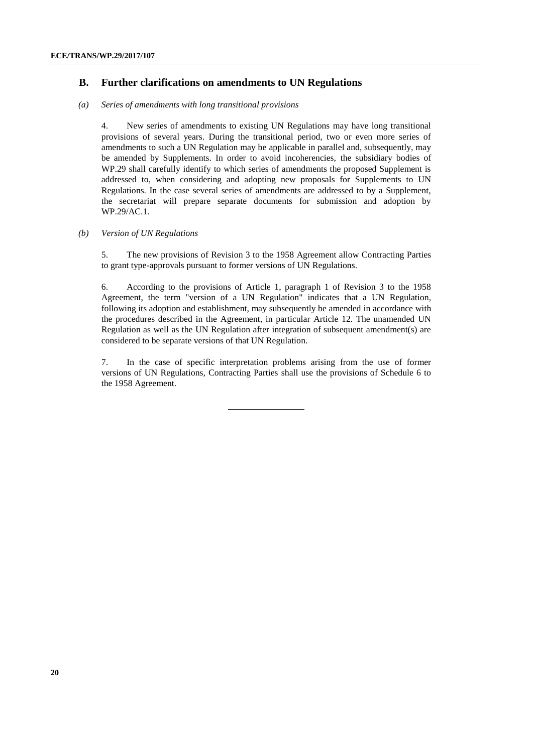## B. Further clarifications on amendments to UN Regulations

### *(a) Series of amendments with long transitional provisions*

4. New series of amendments to existing UN Regulations may have long transitional provisions of several years. During the transitional period, two or even more series of amendments to such a UN Regulation may be applicable in parallel and, subsequently, may be amended by Supplements. In order to avoid incoherencies, the subsidiary bodies of WP.29 shall carefully identify to which series of amendments the proposed Supplement is addressed to, when considering and adopting new proposals for Supplements to UN Regulations. In the case several series of amendments are addressed to by a Supplement, the secretariat will prepare separate documents for submission and adoption by WP.29/AC.1.

### *(b) Version of UN Regulations*

5. The new provisions of Revision 3 to the 1958 Agreement allow Contracting Parties to grant type-approvals pursuant to former versions of UN Regulations.

6. According to the provisions of Article 1, paragraph 1 of Revision 3 to the 1958 Agreement, the term "version of a UN Regulation" indicates that a UN Regulation, following its adoption and establishment, may subsequently be amended in accordance with the procedures described in the Agreement, in particular Article 12. The unamended UN Regulation as well as the UN Regulation after integration of subsequent amendment(s) are considered to be separate versions of that UN Regulation.

7. In the case of specific interpretation problems arising from the use of former versions of UN Regulations, Contracting Parties shall use the provisions of Schedule 6 to the 1958 Agreement.